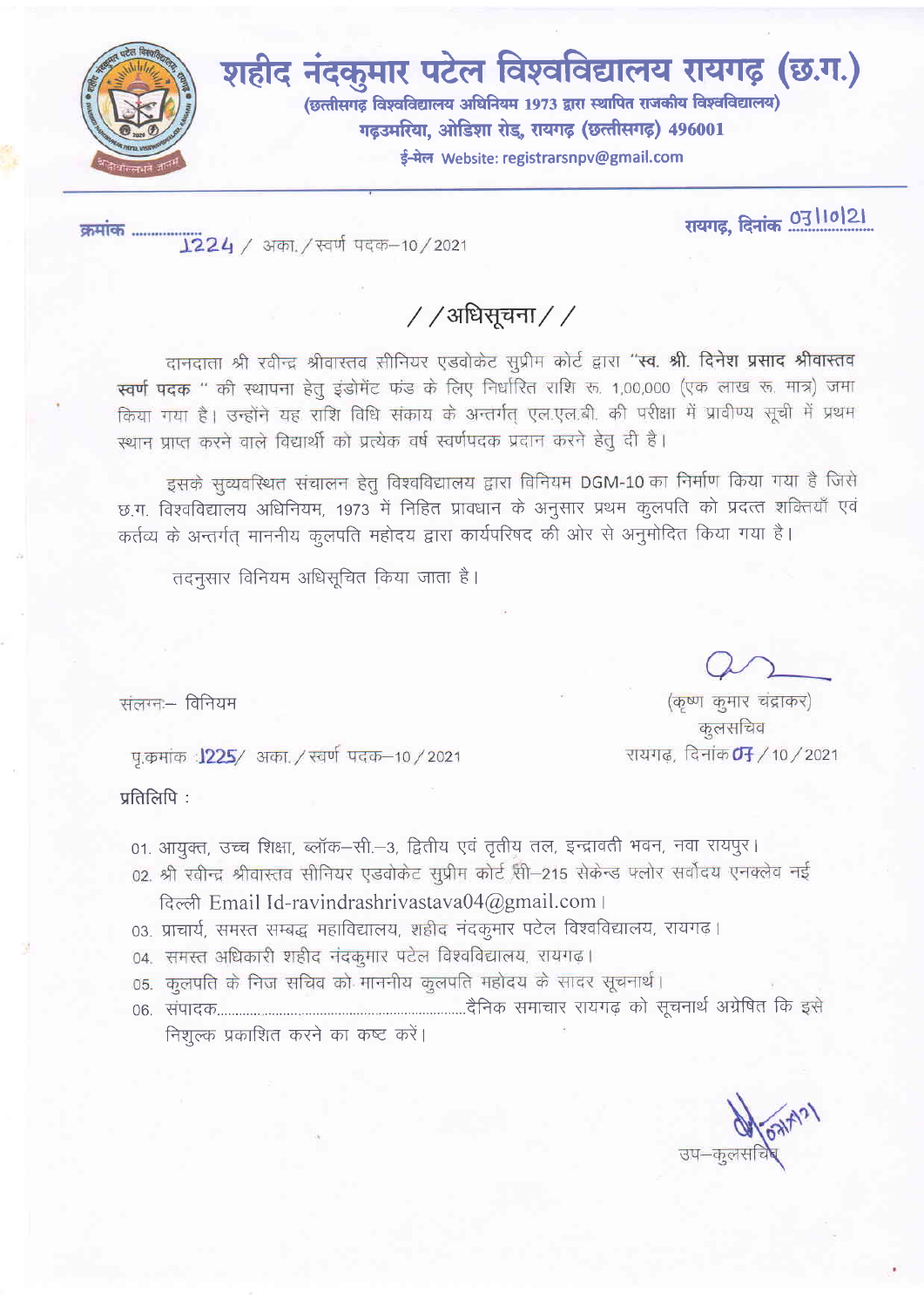# शहीद नंदकुमार पटेल विश्वविद्यालय रायगढ़ (छ.ग.)

**(छत्तीसगढ़ विश्वविद्यालय अधिनियम 1973 द्वारा स्थापित राजकीय विश्वविद्यालय)**

**गढ़उमरिया, ओडिशा रोड, रायगढ़ (छत्तीसगढ़) 496001**

**ई-मेल Website: registrarsnpv@gmail.com**

क्रमांक 1224 / अका. / स्वर्ण पदक–10 / 2021

रायगढ़, दिनांक 03/10/21

## / /अधिसूचना / /

दानदाता श्री रवीन्द्र श्रीवास्तव सीनियर एडवोकेट सुप्रीम कोर्ट द्वारा **"स्व. श्री. दिनेश प्रसाद श्रीवास्तव स्वर्ण पदक "** की स्थापना हेतु इंडोमेंट फंड के लिए निर्धारित राशि रू. 1,00,000 (एक लाख रू. मात्र) जमा किया गया है। उन्होंने यह राशि विधि संकाय के अन्तर्गत् एल.एल.बी. की परीक्षा में प्रावीण्य सूची में प्रथम स्थान प्राप्त करने वाले विद्यार्थी को प्रत्येक वर्ष स्वर्णपदक प्रदान करने हेतु दी है।

इसके सुव्यवस्थित संचालन हेतु विश्वविद्यालय द्वारा विनियम DGM-10 का निर्माण किया गया है जिसे छ.ग. विश्वविद्यालय अधिनियम, 1973 में निहित प्रावधान के अनुसार प्रथम कुलपति को प्रदत्त शक्तियाँ एवं कर्तव्य के अन्तर्गत् माननीय कुलपति महोदय द्वारा कार्यपरिषद की ओर से अनुमोदित किया गया है।

तदनुसार विनियम अधिसूचित किया जाता है।

संलग्नः– विनियम

(कृष्ण कुमार चंद्राकर)
कुलसचिव
रायगढ़, दिनांक 07 / 10 / 2021

पृ.क्रमांक 1225/ अका. / स्वर्ण पदक–10 / 2021

प्रतिलिपि :

01. आयुक्त, उच्च शिक्षा, ब्लॉक–सी.–3, द्वितीय एवं तृतीय तल, इन्द्रावती भवन, नवा रायपुर।
02. श्री रवीन्द्र श्रीवास्तव सीनियर एडवोकेट सुप्रीम कोर्ट सी–215 सेकेन्ड फ्लोर सर्वोदय एनक्लेव नई दिल्ली Email Id-ravindrashrivastava04@gmail.com।
03. प्राचार्य, समस्त सम्बद्ध महाविद्यालय, शहीद नंदकुमार पटेल विश्वविद्यालय, रायगढ।
04. समस्त अधिकारी शहीद नंदकुमार पटेल विश्वविद्यालय, रायगढ।
05. कुलपति के निज सचिव को माननीय कुलपति महोदय के सादर सूचनार्थ।
06. संपादक.............................................................दैनिक समाचार रायगढ़ को सूचनार्थ अग्रेषित कि इसे निशुल्क प्रकाशित करने का कष्ट करें।

उप–कुलसचिव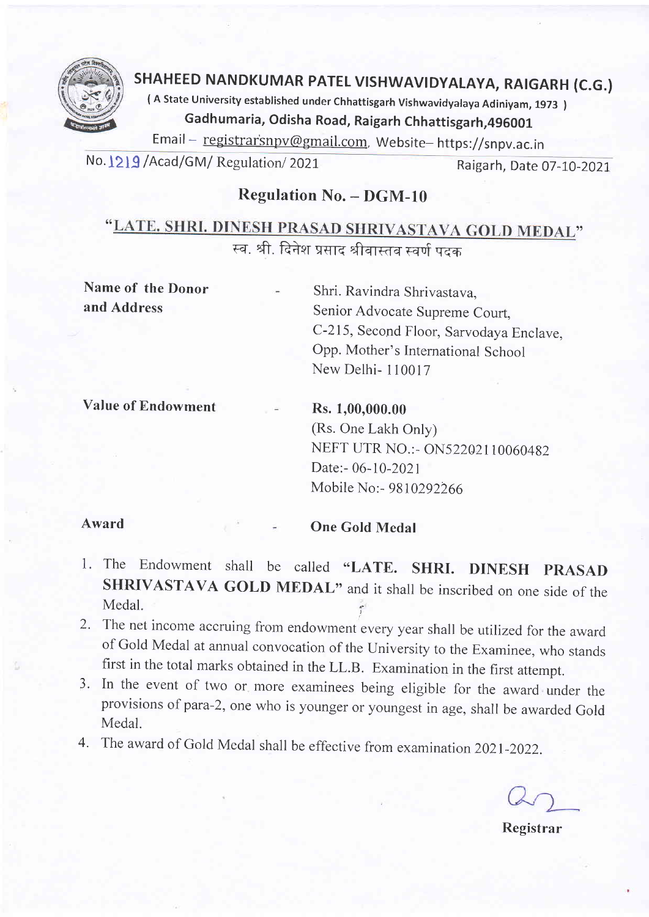# SHAHEED NANDKUMAR PATEL VISHWAVIDYALAYA, RAIGARH (C.G.)

( A State University established under Chhattisgarh Vishwavidyalaya Adiniyam, 1973 )

Gadhumaria, Odisha Road, Raigarh Chhattisgarh,496001

Email – registrarsnpv@gmail.com, Website– https://snpv.ac.in

No. 1219 /Acad/GM/ Regulation/ 2021 — Raigarh, Date 07-10-2021

## Regulation No. – DGM-10

## "LATE. SHRI. DINESH PRASAD SHRIVASTAVA GOLD MEDAL"

स्व. श्री. दिनेश प्रसाद श्रीवास्तव स्वर्ण पदक

| | | |
|---|---|---|
| **Name of the Donor and Address** | - | Shri. Ravindra Shrivastava, Senior Advocate Supreme Court, C-215, Second Floor, Sarvodaya Enclave, Opp. Mother's International School New Delhi- 110017 |
| **Value of Endowment** | - | **Rs. 1,00,000.00** (Rs. One Lakh Only) NEFT UTR NO.:- ON52202110060482 Date:- 06-10-2021 Mobile No:- 9810292266 |
| **Award** | - | **One Gold Medal** |

1. The Endowment shall be called **"LATE. SHRI. DINESH PRASAD SHRIVASTAVA GOLD MEDAL"** and it shall be inscribed on one side of the Medal.
2. The net income accruing from endowment every year shall be utilized for the award of Gold Medal at annual convocation of the University to the Examinee, who stands first in the total marks obtained in the LL.B. Examination in the first attempt.
3. In the event of two or more examinees being eligible for the award under the provisions of para-2, one who is younger or youngest in age, shall be awarded Gold Medal.
4. The award of Gold Medal shall be effective from examination 2021-2022.

**Registrar**